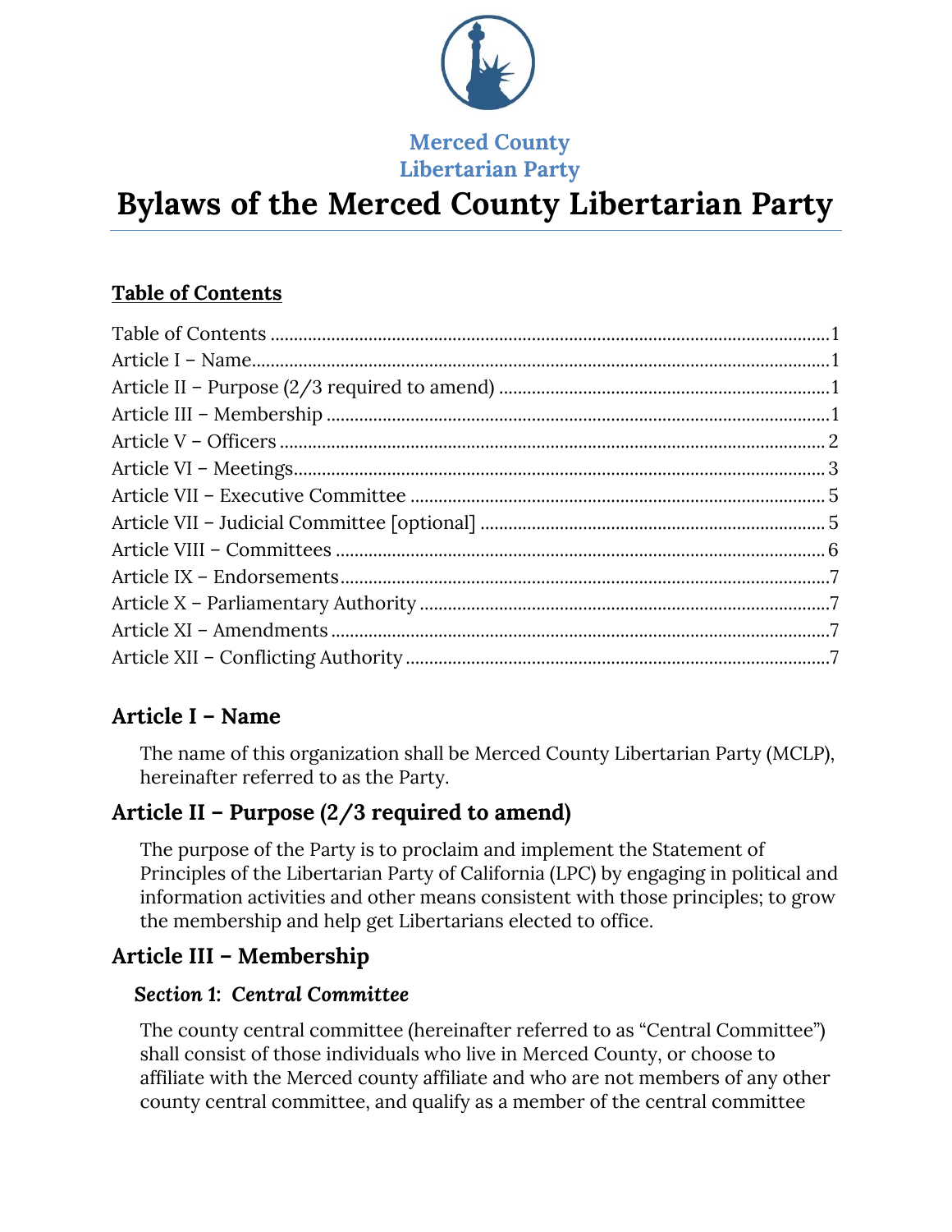Merced County
Libertarian Party

# Bylaws of the Merced County Libertarian Party

## Table of Contents

Table of Contents ....................................................................................................1
Article I – Name........................................................................................................1
Article II – Purpose (2/3 required to amend) ..........................................................1
Article III – Membership ..........................................................................................1
Article V – Officers ...................................................................................................2
Article VI – Meetings.................................................................................................3
Article VII – Executive Committee ...........................................................................5
Article VII – Judicial Committee [optional] ..............................................................5
Article VIII – Committees ..........................................................................................6
Article IX – Endorsements.........................................................................................7
Article X – Parliamentary Authority .........................................................................7
Article XI – Amendments ..........................................................................................7
Article XII – Conflicting Authority ...........................................................................7

## Article I – Name

The name of this organization shall be Merced County Libertarian Party (MCLP), hereinafter referred to as the Party.

## Article II – Purpose (2/3 required to amend)

The purpose of the Party is to proclaim and implement the Statement of Principles of the Libertarian Party of California (LPC) by engaging in political and information activities and other means consistent with those principles; to grow the membership and help get Libertarians elected to office.

## Article III – Membership

### *Section 1: Central Committee*

The county central committee (hereinafter referred to as "Central Committee") shall consist of those individuals who live in Merced County, or choose to affiliate with the Merced county affiliate and who are not members of any other county central committee, and qualify as a member of the central committee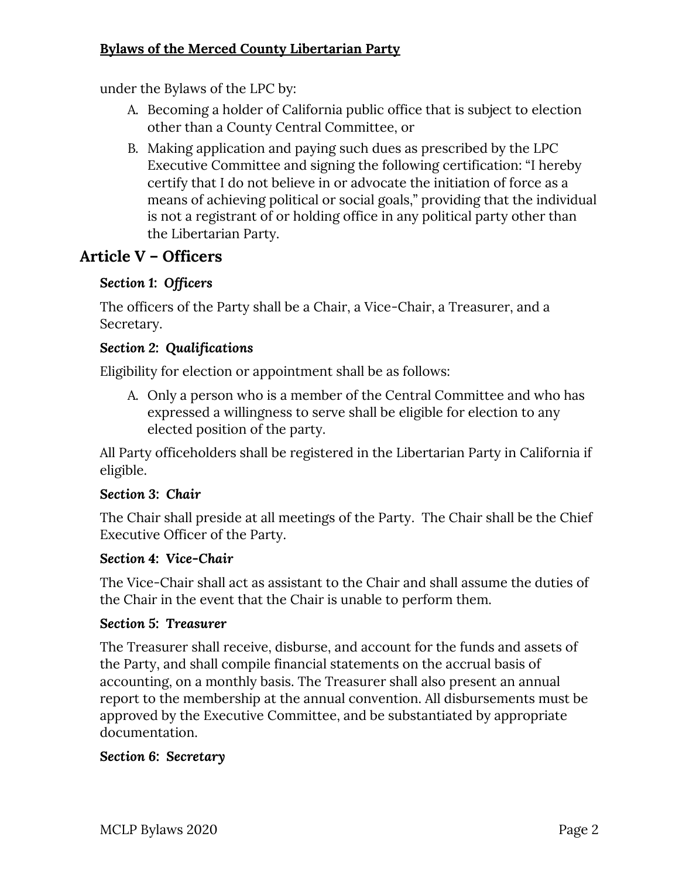under the Bylaws of the LPC by:

A. Becoming a holder of California public office that is subject to election other than a County Central Committee, or
B. Making application and paying such dues as prescribed by the LPC Executive Committee and signing the following certification: “I hereby certify that I do not believe in or advocate the initiation of force as a means of achieving political or social goals,” providing that the individual is not a registrant of or holding office in any political party other than the Libertarian Party.

## Article V – Officers

### *Section 1: Officers*

The officers of the Party shall be a Chair, a Vice-Chair, a Treasurer, and a Secretary.

### *Section 2: Qualifications*

Eligibility for election or appointment shall be as follows:

A. Only a person who is a member of the Central Committee and who has expressed a willingness to serve shall be eligible for election to any elected position of the party.

All Party officeholders shall be registered in the Libertarian Party in California if eligible.

### *Section 3: Chair*

The Chair shall preside at all meetings of the Party. The Chair shall be the Chief Executive Officer of the Party.

### *Section 4: Vice-Chair*

The Vice-Chair shall act as assistant to the Chair and shall assume the duties of the Chair in the event that the Chair is unable to perform them.

### *Section 5: Treasurer*

The Treasurer shall receive, disburse, and account for the funds and assets of the Party, and shall compile financial statements on the accrual basis of accounting, on a monthly basis. The Treasurer shall also present an annual report to the membership at the annual convention. All disbursements must be approved by the Executive Committee, and be substantiated by appropriate documentation.

### *Section 6: Secretary*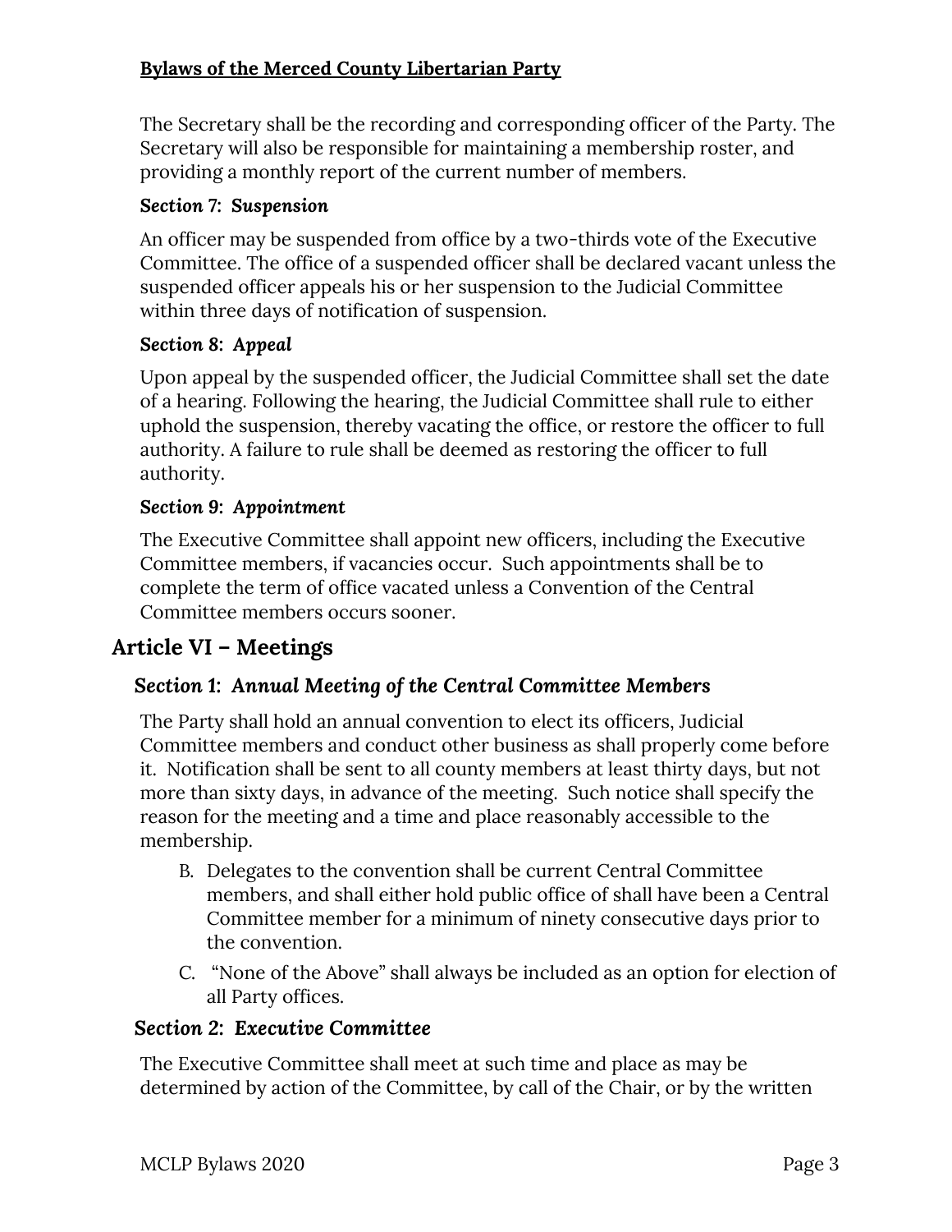The Secretary shall be the recording and corresponding officer of the Party. The Secretary will also be responsible for maintaining a membership roster, and providing a monthly report of the current number of members.

#### *Section 7: Suspension*

An officer may be suspended from office by a two-thirds vote of the Executive Committee. The office of a suspended officer shall be declared vacant unless the suspended officer appeals his or her suspension to the Judicial Committee within three days of notification of suspension.

#### *Section 8: Appeal*

Upon appeal by the suspended officer, the Judicial Committee shall set the date of a hearing. Following the hearing, the Judicial Committee shall rule to either uphold the suspension, thereby vacating the office, or restore the officer to full authority. A failure to rule shall be deemed as restoring the officer to full authority.

#### *Section 9: Appointment*

The Executive Committee shall appoint new officers, including the Executive Committee members, if vacancies occur. Such appointments shall be to complete the term of office vacated unless a Convention of the Central Committee members occurs sooner.

## Article VI – Meetings

### *Section 1: Annual Meeting of the Central Committee Members*

The Party shall hold an annual convention to elect its officers, Judicial Committee members and conduct other business as shall properly come before it. Notification shall be sent to all county members at least thirty days, but not more than sixty days, in advance of the meeting. Such notice shall specify the reason for the meeting and a time and place reasonably accessible to the membership.

B. Delegates to the convention shall be current Central Committee members, and shall either hold public office of shall have been a Central Committee member for a minimum of ninety consecutive days prior to the convention.

C. "None of the Above" shall always be included as an option for election of all Party offices.

### *Section 2: Executive Committee*

The Executive Committee shall meet at such time and place as may be determined by action of the Committee, by call of the Chair, or by the written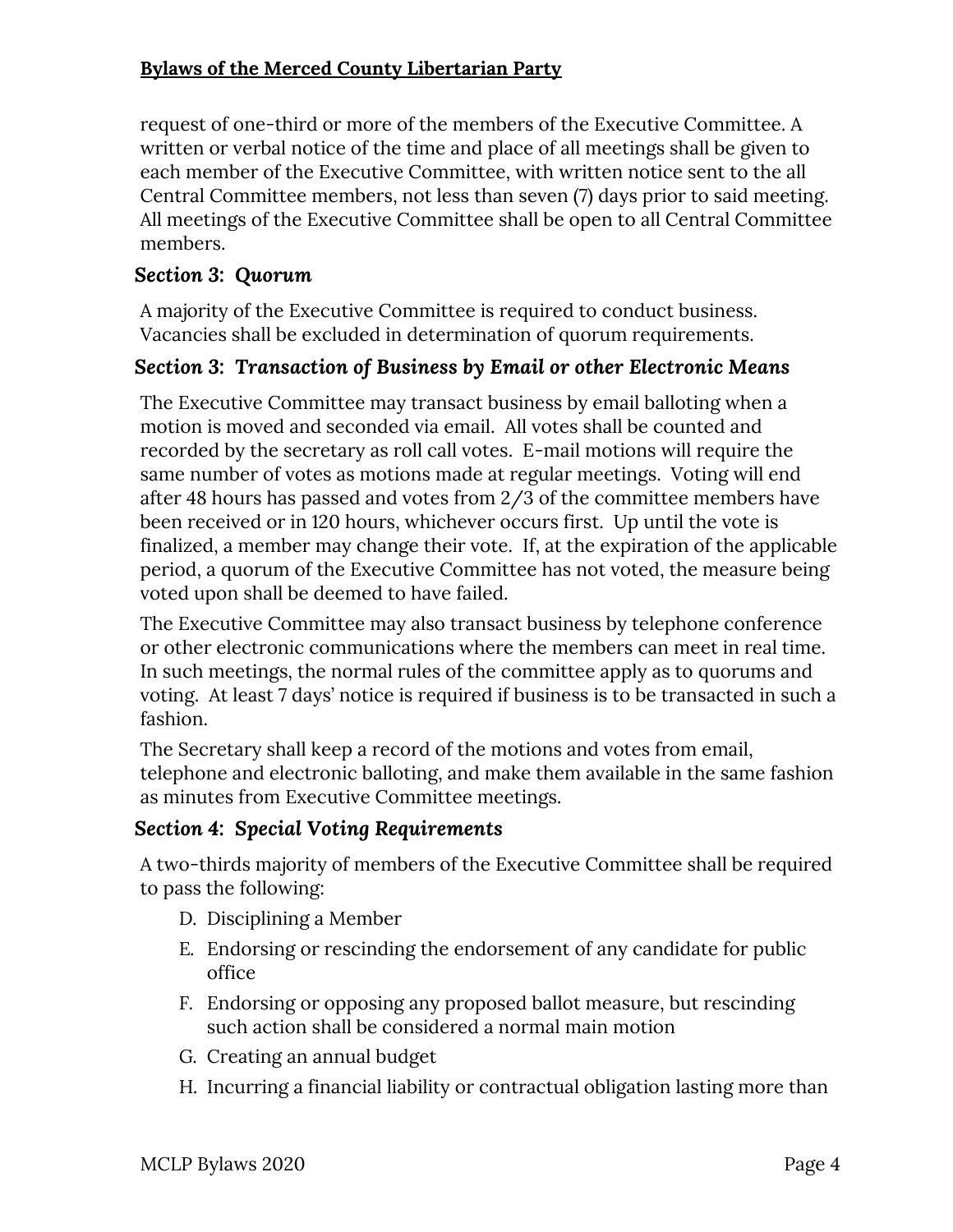request of one-third or more of the members of the Executive Committee. A written or verbal notice of the time and place of all meetings shall be given to each member of the Executive Committee, with written notice sent to the all Central Committee members, not less than seven (7) days prior to said meeting. All meetings of the Executive Committee shall be open to all Central Committee members.

### *Section 3: Quorum*

A majority of the Executive Committee is required to conduct business. Vacancies shall be excluded in determination of quorum requirements.

### *Section 3: Transaction of Business by Email or other Electronic Means*

The Executive Committee may transact business by email balloting when a motion is moved and seconded via email. All votes shall be counted and recorded by the secretary as roll call votes. E-mail motions will require the same number of votes as motions made at regular meetings. Voting will end after 48 hours has passed and votes from 2/3 of the committee members have been received or in 120 hours, whichever occurs first. Up until the vote is finalized, a member may change their vote. If, at the expiration of the applicable period, a quorum of the Executive Committee has not voted, the measure being voted upon shall be deemed to have failed.

The Executive Committee may also transact business by telephone conference or other electronic communications where the members can meet in real time. In such meetings, the normal rules of the committee apply as to quorums and voting. At least 7 days' notice is required if business is to be transacted in such a fashion.

The Secretary shall keep a record of the motions and votes from email, telephone and electronic balloting, and make them available in the same fashion as minutes from Executive Committee meetings.

### *Section 4: Special Voting Requirements*

A two-thirds majority of members of the Executive Committee shall be required to pass the following:

D. Disciplining a Member
E. Endorsing or rescinding the endorsement of any candidate for public office
F. Endorsing or opposing any proposed ballot measure, but rescinding such action shall be considered a normal main motion
G. Creating an annual budget
H. Incurring a financial liability or contractual obligation lasting more than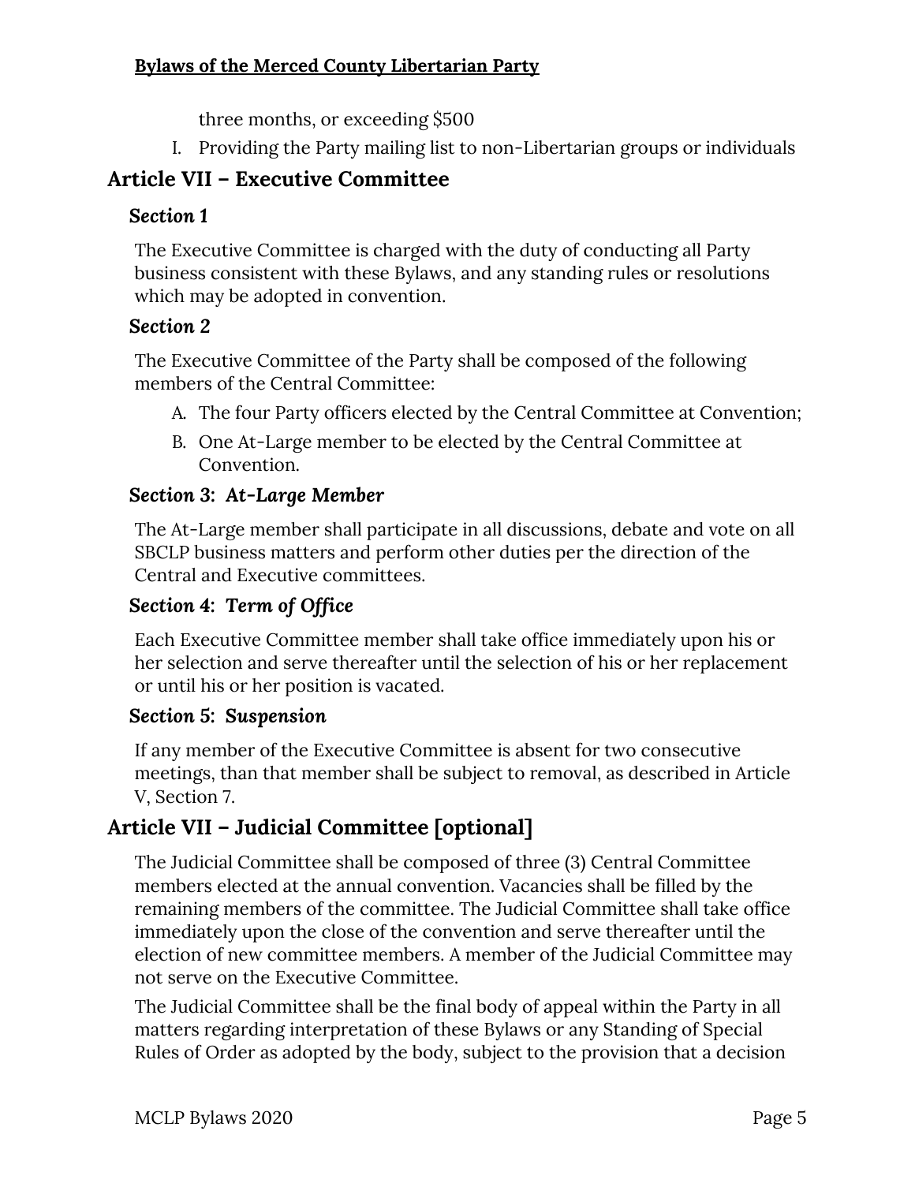three months, or exceeding $500

I. Providing the Party mailing list to non-Libertarian groups or individuals

## Article VII – Executive Committee

### *Section 1*

The Executive Committee is charged with the duty of conducting all Party business consistent with these Bylaws, and any standing rules or resolutions which may be adopted in convention.

### *Section 2*

The Executive Committee of the Party shall be composed of the following members of the Central Committee:

A. The four Party officers elected by the Central Committee at Convention;
B. One At-Large member to be elected by the Central Committee at Convention.

### *Section 3: At-Large Member*

The At-Large member shall participate in all discussions, debate and vote on all SBCLP business matters and perform other duties per the direction of the Central and Executive committees.

### *Section 4: Term of Office*

Each Executive Committee member shall take office immediately upon his or her selection and serve thereafter until the selection of his or her replacement or until his or her position is vacated.

### *Section 5: Suspension*

If any member of the Executive Committee is absent for two consecutive meetings, than that member shall be subject to removal, as described in Article V, Section 7.

## Article VII – Judicial Committee [optional]

The Judicial Committee shall be composed of three (3) Central Committee members elected at the annual convention. Vacancies shall be filled by the remaining members of the committee. The Judicial Committee shall take office immediately upon the close of the convention and serve thereafter until the election of new committee members. A member of the Judicial Committee may not serve on the Executive Committee.

The Judicial Committee shall be the final body of appeal within the Party in all matters regarding interpretation of these Bylaws or any Standing of Special Rules of Order as adopted by the body, subject to the provision that a decision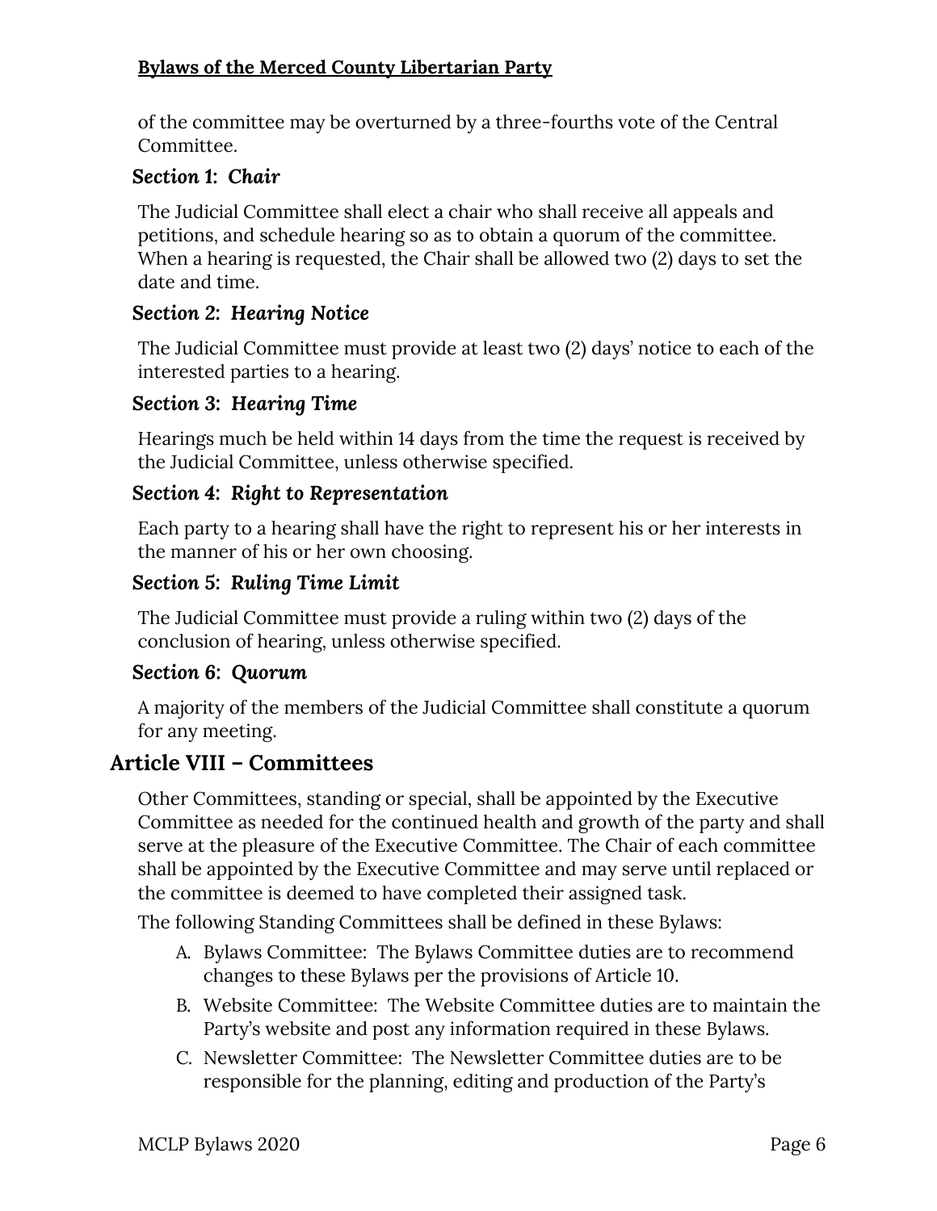of the committee may be overturned by a three-fourths vote of the Central Committee.

### *Section 1: Chair*

The Judicial Committee shall elect a chair who shall receive all appeals and petitions, and schedule hearing so as to obtain a quorum of the committee. When a hearing is requested, the Chair shall be allowed two (2) days to set the date and time.

### *Section 2: Hearing Notice*

The Judicial Committee must provide at least two (2) days' notice to each of the interested parties to a hearing.

### *Section 3: Hearing Time*

Hearings much be held within 14 days from the time the request is received by the Judicial Committee, unless otherwise specified.

### *Section 4: Right to Representation*

Each party to a hearing shall have the right to represent his or her interests in the manner of his or her own choosing.

### *Section 5: Ruling Time Limit*

The Judicial Committee must provide a ruling within two (2) days of the conclusion of hearing, unless otherwise specified.

### *Section 6: Quorum*

A majority of the members of the Judicial Committee shall constitute a quorum for any meeting.

## Article VIII – Committees

Other Committees, standing or special, shall be appointed by the Executive Committee as needed for the continued health and growth of the party and shall serve at the pleasure of the Executive Committee. The Chair of each committee shall be appointed by the Executive Committee and may serve until replaced or the committee is deemed to have completed their assigned task.

The following Standing Committees shall be defined in these Bylaws:

A. Bylaws Committee: The Bylaws Committee duties are to recommend changes to these Bylaws per the provisions of Article 10.
B. Website Committee: The Website Committee duties are to maintain the Party's website and post any information required in these Bylaws.
C. Newsletter Committee: The Newsletter Committee duties are to be responsible for the planning, editing and production of the Party's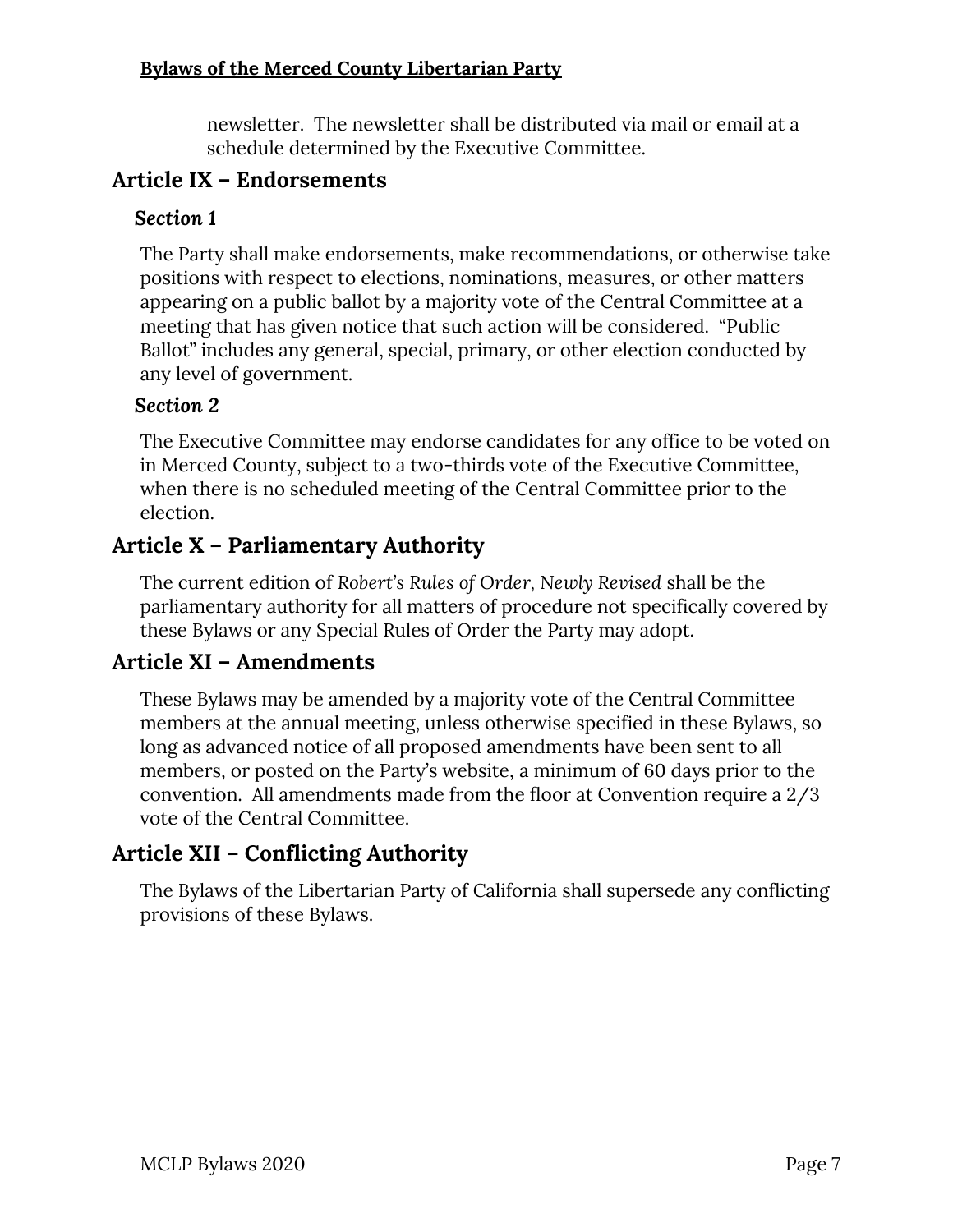newsletter.  The newsletter shall be distributed via mail or email at a schedule determined by the Executive Committee.

## Article IX – Endorsements

### *Section 1*

The Party shall make endorsements, make recommendations, or otherwise take positions with respect to elections, nominations, measures, or other matters appearing on a public ballot by a majority vote of the Central Committee at a meeting that has given notice that such action will be considered.  "Public Ballot" includes any general, special, primary, or other election conducted by any level of government.

### *Section 2*

The Executive Committee may endorse candidates for any office to be voted on in Merced County, subject to a two-thirds vote of the Executive Committee, when there is no scheduled meeting of the Central Committee prior to the election.

## Article X – Parliamentary Authority

The current edition of *Robert's Rules of Order, Newly Revised* shall be the parliamentary authority for all matters of procedure not specifically covered by these Bylaws or any Special Rules of Order the Party may adopt.

## Article XI – Amendments

These Bylaws may be amended by a majority vote of the Central Committee members at the annual meeting, unless otherwise specified in these Bylaws, so long as advanced notice of all proposed amendments have been sent to all members, or posted on the Party's website, a minimum of 60 days prior to the convention.  All amendments made from the floor at Convention require a 2/3 vote of the Central Committee.

## Article XII – Conflicting Authority

The Bylaws of the Libertarian Party of California shall supersede any conflicting provisions of these Bylaws.